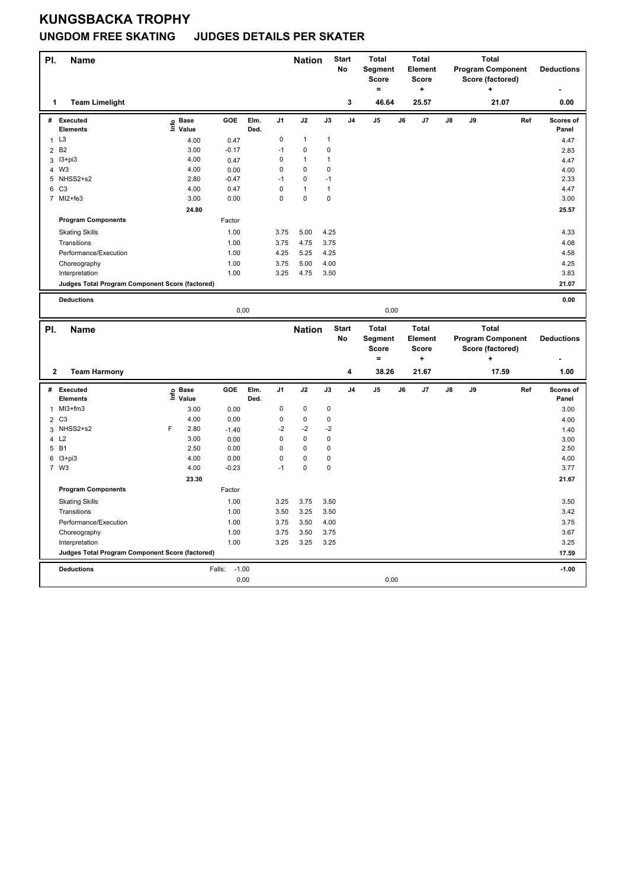# KUNGSBACKA TROPHY

## UNGDOM FREE SKATING JUDGES DETAILS PER SKATER

| Pl. | Name | Nation | Start No | Total Segment Score = | Total Element Score + | Total Program Component Score (factored) + | Deductions - |
|---|---|---|---|---|---|---|---|
| 1 | Team Limelight | | 3 | 46.64 | 25.57 | 21.07 | 0.00 |

| # | Executed Elements | Info | Base Value | GOE | Elm. Ded. | J1 | J2 | J3 | J4 | J5 | J6 | J7 | J8 | J9 | Ref | Scores of Panel |
|---|---|---|---|---|---|---|---|---|---|---|---|---|---|---|---|---|
| 1 | L3 | | 4.00 | 0.47 | | 0 | 1 | 1 | | | | | | | | 4.47 |
| 2 | B2 | | 3.00 | -0.17 | | -1 | 0 | 0 | | | | | | | | 2.83 |
| 3 | I3+pi3 | | 4.00 | 0.47 | | 0 | 1 | 1 | | | | | | | | 4.47 |
| 4 | W3 | | 4.00 | 0.00 | | 0 | 0 | 0 | | | | | | | | 4.00 |
| 5 | NHSS2+s2 | | 2.80 | -0.47 | | -1 | 0 | -1 | | | | | | | | 2.33 |
| 6 | C3 | | 4.00 | 0.47 | | 0 | 1 | 1 | | | | | | | | 4.47 |
| 7 | MI2+fe3 | | 3.00 | 0.00 | | 0 | 0 | 0 | | | | | | | | 3.00 |
| | | | 24.80 | | | | | | | | | | | | | 25.57 |

| Program Components | Factor | J1 | J2 | J3 | Scores of Panel |
|---|---|---|---|---|---|
| Skating Skills | 1.00 | 3.75 | 5.00 | 4.25 | 4.33 |
| Transitions | 1.00 | 3.75 | 4.75 | 3.75 | 4.08 |
| Performance/Execution | 1.00 | 4.25 | 5.25 | 4.25 | 4.58 |
| Choreography | 1.00 | 3.75 | 5.00 | 4.00 | 4.25 |
| Interpretation | 1.00 | 3.25 | 4.75 | 3.50 | 3.83 |
| Judges Total Program Component Score (factored) | | | | | 21.07 |

| Deductions | | | 0.00 |
|---|---|---|---|
| | 0,00 | 0,00 | |

| Pl. | Name | Nation | Start No | Total Segment Score = | Total Element Score + | Total Program Component Score (factored) + | Deductions - |
|---|---|---|---|---|---|---|---|
| 2 | Team Harmony | | 4 | 38.26 | 21.67 | 17.59 | 1.00 |

| # | Executed Elements | Info | Base Value | GOE | Elm. Ded. | J1 | J2 | J3 | J4 | J5 | J6 | J7 | J8 | J9 | Ref | Scores of Panel |
|---|---|---|---|---|---|---|---|---|---|---|---|---|---|---|---|---|
| 1 | MI3+fm3 | | 3.00 | 0.00 | | 0 | 0 | 0 | | | | | | | | 3.00 |
| 2 | C3 | | 4.00 | 0.00 | | 0 | 0 | 0 | | | | | | | | 4.00 |
| 3 | NHSS2+s2 | F | 2.80 | -1.40 | | -2 | -2 | -2 | | | | | | | | 1.40 |
| 4 | L2 | | 3.00 | 0.00 | | 0 | 0 | 0 | | | | | | | | 3.00 |
| 5 | B1 | | 2.50 | 0.00 | | 0 | 0 | 0 | | | | | | | | 2.50 |
| 6 | I3+pi3 | | 4.00 | 0.00 | | 0 | 0 | 0 | | | | | | | | 4.00 |
| 7 | W3 | | 4.00 | -0.23 | | -1 | 0 | 0 | | | | | | | | 3.77 |
| | | | 23.30 | | | | | | | | | | | | | 21.67 |

| Program Components | Factor | J1 | J2 | J3 | Scores of Panel |
|---|---|---|---|---|---|
| Skating Skills | 1.00 | 3.25 | 3.75 | 3.50 | 3.50 |
| Transitions | 1.00 | 3.50 | 3.25 | 3.50 | 3.42 |
| Performance/Execution | 1.00 | 3.75 | 3.50 | 4.00 | 3.75 |
| Choreography | 1.00 | 3.75 | 3.50 | 3.75 | 3.67 |
| Interpretation | 1.00 | 3.25 | 3.25 | 3.25 | 3.25 |
| Judges Total Program Component Score (factored) | | | | | 17.59 |

| Deductions | Falls: -1.00 | | -1.00 |
|---|---|---|---|
| | 0,00 | 0,00 | |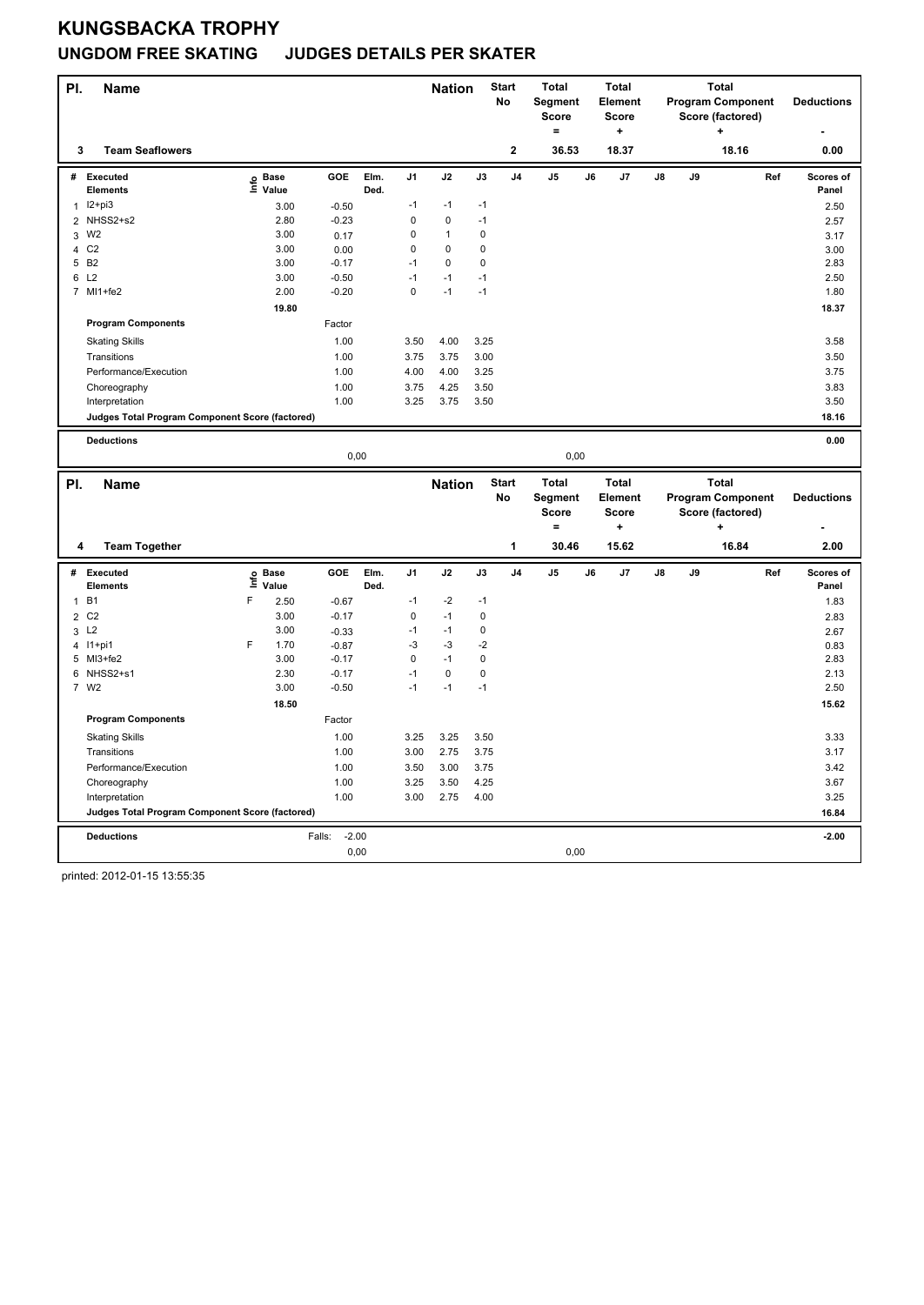# KUNGSBACKA TROPHY

## UNGDOM FREE SKATING JUDGES DETAILS PER SKATER

| Pl. | Name | Nation | Start No | Total Segment Score = | Total Element Score + | Total Program Component Score (factored) + | Deductions - |
|---|---|---|---|---|---|---|---|
| 3 | Team Seaflowers | | 2 | 36.53 | 18.37 | 18.16 | 0.00 |

| # | Executed Elements | Info | Base Value | GOE | Elm. Ded. | J1 | J2 | J3 | J4 | J5 | J6 | J7 | J8 | J9 | Ref | Scores of Panel |
|---|---|---|---|---|---|---|---|---|---|---|---|---|---|---|---|---|
| 1 | I2+pi3 | | 3.00 | -0.50 | | -1 | -1 | -1 | | | | | | | | 2.50 |
| 2 | NHSS2+s2 | | 2.80 | -0.23 | | 0 | 0 | -1 | | | | | | | | 2.57 |
| 3 | W2 | | 3.00 | 0.17 | | 0 | 1 | 0 | | | | | | | | 3.17 |
| 4 | C2 | | 3.00 | 0.00 | | 0 | 0 | 0 | | | | | | | | 3.00 |
| 5 | B2 | | 3.00 | -0.17 | | -1 | 0 | 0 | | | | | | | | 2.83 |
| 6 | L2 | | 3.00 | -0.50 | | -1 | -1 | -1 | | | | | | | | 2.50 |
| 7 | MI1+fe2 | | 2.00 | -0.20 | | 0 | -1 | -1 | | | | | | | | 1.80 |
| | | | 19.80 | | | | | | | | | | | | | 18.37 |

| Program Components | Factor | J1 | J2 | J3 | Scores of Panel |
|---|---|---|---|---|---|
| Skating Skills | 1.00 | 3.50 | 4.00 | 3.25 | 3.58 |
| Transitions | 1.00 | 3.75 | 3.75 | 3.00 | 3.50 |
| Performance/Execution | 1.00 | 4.00 | 4.00 | 3.25 | 3.75 |
| Choreography | 1.00 | 3.75 | 4.25 | 3.50 | 3.83 |
| Interpretation | 1.00 | 3.25 | 3.75 | 3.50 | 3.50 |
| Judges Total Program Component Score (factored) | | | | | 18.16 |

**Deductions** 0.00

0,00 0,00

| Pl. | Name | Nation | Start No | Total Segment Score = | Total Element Score + | Total Program Component Score (factored) + | Deductions - |
|---|---|---|---|---|---|---|---|
| 4 | Team Together | | 1 | 30.46 | 15.62 | 16.84 | 2.00 |

| # | Executed Elements | Info | Base Value | GOE | Elm. Ded. | J1 | J2 | J3 | J4 | J5 | J6 | J7 | J8 | J9 | Ref | Scores of Panel |
|---|---|---|---|---|---|---|---|---|---|---|---|---|---|---|---|---|
| 1 | B1 | F | 2.50 | -0.67 | | -1 | -2 | -1 | | | | | | | | 1.83 |
| 2 | C2 | | 3.00 | -0.17 | | 0 | -1 | 0 | | | | | | | | 2.83 |
| 3 | L2 | | 3.00 | -0.33 | | -1 | -1 | 0 | | | | | | | | 2.67 |
| 4 | I1+pi1 | F | 1.70 | -0.87 | | -3 | -3 | -2 | | | | | | | | 0.83 |
| 5 | MI3+fe2 | | 3.00 | -0.17 | | 0 | -1 | 0 | | | | | | | | 2.83 |
| 6 | NHSS2+s1 | | 2.30 | -0.17 | | -1 | 0 | 0 | | | | | | | | 2.13 |
| 7 | W2 | | 3.00 | -0.50 | | -1 | -1 | -1 | | | | | | | | 2.50 |
| | | | 18.50 | | | | | | | | | | | | | 15.62 |

| Program Components | Factor | J1 | J2 | J3 | Scores of Panel |
|---|---|---|---|---|---|
| Skating Skills | 1.00 | 3.25 | 3.25 | 3.50 | 3.33 |
| Transitions | 1.00 | 3.00 | 2.75 | 3.75 | 3.17 |
| Performance/Execution | 1.00 | 3.50 | 3.00 | 3.75 | 3.42 |
| Choreography | 1.00 | 3.25 | 3.50 | 4.25 | 3.67 |
| Interpretation | 1.00 | 3.00 | 2.75 | 4.00 | 3.25 |
| Judges Total Program Component Score (factored) | | | | | 16.84 |

**Deductions** Falls: -2.00 -2.00

0,00 0,00

printed: 2012-01-15 13:55:35